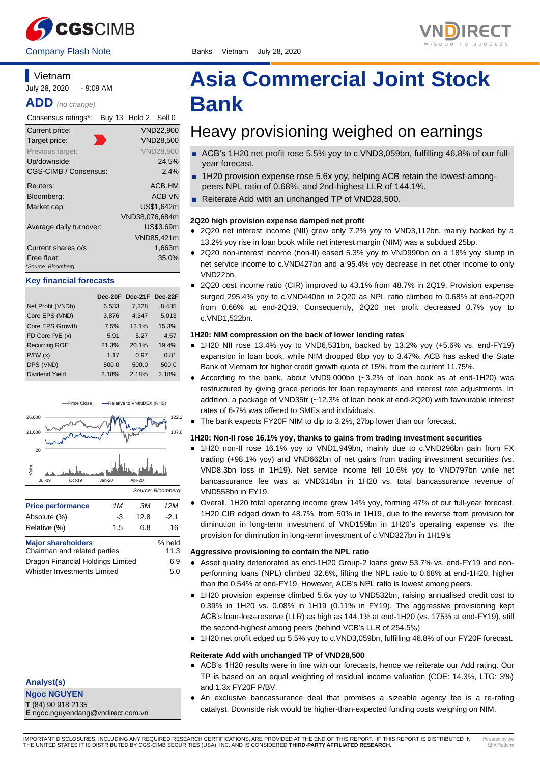CGSCIMB | VNDIRECT

Company Flash Note

Banks | Vietnam | July 28, 2020

Vietnam

July 28, 2020 - 9:09 AM

**ADD** *(no change)*

| Consensus ratings*: | Buy 13 Hold 2 Sell 0 |
|---|---|
| Current price: | VND22,900 |
| Target price: | VND28,500 |
| Previous target: | VND28,500 |
| Up/downside: | 24.5% |
| CGS-CIMB / Consensus: | 2.4% |
| Reuters: | ACB.HM |
| Bloomberg: | ACB VN |
| Market cap: | US$1,642m |
| | VND38,076,684m |
| Average daily turnover: | US$3.69m |
| | VND85,421m |
| Current shares o/s | 1,663m |
| Free float: | 35.0% |

*Source: Bloomberg

**Key financial forecasts**

| | Dec-20F | Dec-21F | Dec-22F |
|---|---|---|---|
| Net Profit (VNDb) | 6,533 | 7,328 | 8,435 |
| Core EPS (VND) | 3,876 | 4,347 | 5,013 |
| Core EPS Growth | 7.5% | 12.1% | 15.3% |
| FD Core P/E (x) | 5.91 | 5.27 | 4.57 |
| Recurring ROE | 21.3% | 20.1% | 19.4% |
| P/BV (x) | 1.17 | 0.97 | 0.81 |
| DPS (VND) | 500.0 | 500.0 | 500.0 |
| Dividend Yield | 2.18% | 2.18% | 2.18% |

Source: Bloomberg

| Price performance | 1M | 3M | 12M |
|---|---|---|---|
| Absolute (%) | -3 | 12.8 | -2.1 |
| Relative (%) | 1.5 | 6.8 | 16 |

| Major shareholders | % held |
|---|---|
| Chairman and related parties | 11.3 |
| Dragon Financial Holdings Limited | 6.9 |
| Whistler Investments Limited | 5.0 |

**Analyst(s)**

**Ngoc NGUYEN**

**T** (84) 90 918 2135

**E** ngoc.nguyendang@vndirect.com.vn

# Asia Commercial Joint Stock Bank

## Heavy provisioning weighed on earnings

- ACB's 1H20 net profit rose 5.5% yoy to c.VND3,059bn, fulfilling 46.8% of our full-year forecast.
- 1H20 provision expense rose 5.6x yoy, helping ACB retain the lowest-among-peers NPL ratio of 0.68%, and 2nd-highest LLR of 144.1%.
- Reiterate Add with an unchanged TP of VND28,500.

### 2Q20 high provision expense damped net profit

- 2Q20 net interest income (NII) grew only 7.2% yoy to VND3,112bn, mainly backed by a 13.2% yoy rise in loan book while net interest margin (NIM) was a subdued 25bp.
- 2Q20 non-interest income (non-II) eased 5.3% yoy to VND990bn on a 18% yoy slump in net service income to c.VND427bn and a 95.4% yoy decrease in net other income to only VND22bn.
- 2Q20 cost income ratio (CIR) improved to 43.1% from 48.7% in 2Q19. Provision expense surged 295.4% yoy to c.VND440bn in 2Q20 as NPL ratio climbed to 0.68% at end-2Q20 from 0.66% at end-2Q19. Consequently, 2Q20 net profit decreased 0.7% yoy to c.VND1,522bn.

### 1H20: NIM compression on the back of lower lending rates

- 1H20 NII rose 13.4% yoy to VND6,531bn, backed by 13.2% yoy (+5.6% vs. end-FY19) expansion in loan book, while NIM dropped 8bp yoy to 3.47%. ACB has asked the State Bank of Vietnam for higher credit growth quota of 15%, from the current 11.75%.
- According to the bank, about VND9,000bn (~3.2% of loan book as at end-1H20) was restructured by giving grace periods for loan repayments and interest rate adjustments. In addition, a package of VND35tr (~12.3% of loan book at end-2Q20) with favourable interest rates of 6-7% was offered to SMEs and individuals.
- The bank expects FY20F NIM to dip to 3.2%, 27bp lower than our forecast.

### 1H20: Non-II rose 16.1% yoy, thanks to gains from trading investment securities

- 1H20 non-II rose 16.1% yoy to VND1,949bn, mainly due to c.VND296bn gain from FX trading (+98.1% yoy) and VND662bn of net gains from trading investment securities (vs. VND8.3bn loss in 1H19). Net service income fell 10.6% yoy to VND797bn while net bancassurance fee was at VND314bn in 1H20 vs. total bancassurance revenue of VND558bn in FY19.
- Overall, 1H20 total operating income grew 14% yoy, forming 47% of our full-year forecast. 1H20 CIR edged down to 48.7%, from 50% in 1H19, due to the reverse from provision for diminution in long-term investment of VND159bn in 1H20's operating expense vs. the provision for diminution in long-term investment of c.VND327bn in 1H19's

### Aggressive provisioning to contain the NPL ratio

- Asset quality deteriorated as end-1H20 Group-2 loans grew 53.7% vs. end-FY19 and non-performing loans (NPL) climbed 32.6%, lifting the NPL ratio to 0.68% at end-1H20, higher than the 0.54% at end-FY19. However, ACB's NPL ratio is lowest among peers.
- 1H20 provision expense climbed 5.6x yoy to VND532bn, raising annualised credit cost to 0.39% in 1H20 vs. 0.08% in 1H19 (0.11% in FY19). The aggressive provisioning kept ACB's loan-loss-reserve (LLR) as high as 144.1% at end-1H20 (vs. 175% at end-FY19), still the second-highest among peers (behind VCB's LLR of 254.5%)
- 1H20 net profit edged up 5.5% yoy to c.VND3,059bn, fulfilling 46.8% of our FY20F forecast.

### Reiterate Add with unchanged TP of VND28,500

- ACB's 1H20 results were in line with our forecasts, hence we reiterate our Add rating. Our TP is based on an equal weighting of residual income valuation (COE: 14.3%, LTG: 3%) and 1.3x FY20F P/BV.
- An exclusive bancassurance deal that promises a sizeable agency fee is a re-rating catalyst. Downside risk would be higher-than-expected funding costs weighing on NIM.

IMPORTANT DISCLOSURES, INCLUDING ANY REQUIRED RESEARCH CERTIFICATIONS, ARE PROVIDED AT THE END OF THIS REPORT. IF THIS REPORT IS DISTRIBUTED IN THE UNITED STATES IT IS DISTRIBUTED BY CGS-CIMB SECURITIES (USA), INC. AND IS CONSIDERED **THIRD-PARTY AFFILIATED RESEARCH**.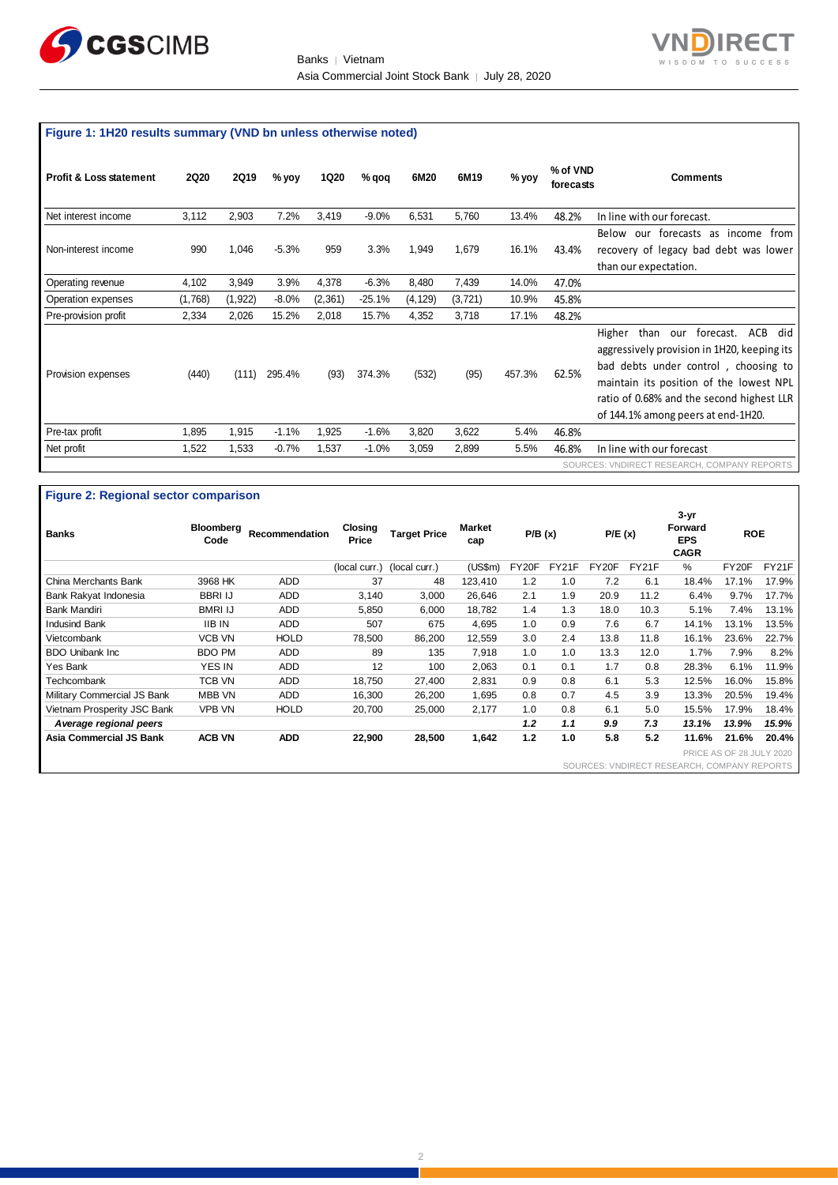## Figure 1: 1H20 results summary (VND bn unless otherwise noted)

| Profit & Loss statement | 2Q20 | 2Q19 | % yoy | 1Q20 | % qoq | 6M20 | 6M19 | % yoy | % of VND forecasts | Comments |
|---|---|---|---|---|---|---|---|---|---|---|
| Net interest income | 3,112 | 2,903 | 7.2% | 3,419 | -9.0% | 6,531 | 5,760 | 13.4% | 48.2% | In line with our forecast. |
| Non-interest income | 990 | 1,046 | -5.3% | 959 | 3.3% | 1,949 | 1,679 | 16.1% | 43.4% | Below our forecasts as income from recovery of legacy bad debt was lower than our expectation. |
| Operating revenue | 4,102 | 3,949 | 3.9% | 4,378 | -6.3% | 8,480 | 7,439 | 14.0% | 47.0% | |
| Operation expenses | (1,768) | (1,922) | -8.0% | (2,361) | -25.1% | (4,129) | (3,721) | 10.9% | 45.8% | |
| Pre-provision profit | 2,334 | 2,026 | 15.2% | 2,018 | 15.7% | 4,352 | 3,718 | 17.1% | 48.2% | |
| Provision expenses | (440) | (111) | 295.4% | (93) | 374.3% | (532) | (95) | 457.3% | 62.5% | Higher than our forecast. ACB did aggressively provision in 1H20, keeping its bad debts under control , choosing to maintain its position of the lowest NPL ratio of 0.68% and the second highest LLR of 144.1% among peers at end-1H20. |
| Pre-tax profit | 1,895 | 1,915 | -1.1% | 1,925 | -1.6% | 3,820 | 3,622 | 5.4% | 46.8% | |
| Net profit | 1,522 | 1,533 | -0.7% | 1,537 | -1.0% | 3,059 | 2,899 | 5.5% | 46.8% | In line with our forecast |

SOURCES: VNDIRECT RESEARCH, COMPANY REPORTS

## Figure 2: Regional sector comparison

| Banks | Bloomberg Code | Recommendation | Closing Price | Target Price | Market cap | P/B (x) | | P/E (x) | | 3-yr Forward EPS CAGR | ROE | |
|---|---|---|---|---|---|---|---|---|---|---|---|---|
| | | | (local curr.) | (local curr.) | (US$m) | FY20F | FY21F | FY20F | FY21F | % | FY20F | FY21F |
| China Merchants Bank | 3968 HK | ADD | 37 | 48 | 123,410 | 1.2 | 1.0 | 7.2 | 6.1 | 18.4% | 17.1% | 17.9% |
| Bank Rakyat Indonesia | BBRI IJ | ADD | 3,140 | 3,000 | 26,646 | 2.1 | 1.9 | 20.9 | 11.2 | 6.4% | 9.7% | 17.7% |
| Bank Mandiri | BMRI IJ | ADD | 5,850 | 6,000 | 18,782 | 1.4 | 1.3 | 18.0 | 10.3 | 5.1% | 7.4% | 13.1% |
| Indusind Bank | IIB IN | ADD | 507 | 675 | 4,695 | 1.0 | 0.9 | 7.6 | 6.7 | 14.1% | 13.1% | 13.5% |
| Vietcombank | VCB VN | HOLD | 78,500 | 86,200 | 12,559 | 3.0 | 2.4 | 13.8 | 11.8 | 16.1% | 23.6% | 22.7% |
| BDO Unibank Inc | BDO PM | ADD | 89 | 135 | 7,918 | 1.0 | 1.0 | 13.3 | 12.0 | 1.7% | 7.9% | 8.2% |
| Yes Bank | YES IN | ADD | 12 | 100 | 2,063 | 0.1 | 0.1 | 1.7 | 0.8 | 28.3% | 6.1% | 11.9% |
| Techcombank | TCB VN | ADD | 18,750 | 27,400 | 2,831 | 0.9 | 0.8 | 6.1 | 5.3 | 12.5% | 16.0% | 15.8% |
| Military Commercial JS Bank | MBB VN | ADD | 16,300 | 26,200 | 1,695 | 0.8 | 0.7 | 4.5 | 3.9 | 13.3% | 20.5% | 19.4% |
| Vietnam Prosperity JSC Bank | VPB VN | HOLD | 20,700 | 25,000 | 2,177 | 1.0 | 0.8 | 6.1 | 5.0 | 15.5% | 17.9% | 18.4% |
| ***Average regional peers*** | | | | | | ***1.2*** | ***1.1*** | ***9.9*** | ***7.3*** | ***13.1%*** | ***13.9%*** | ***15.9%*** |
| **Asia Commercial JS Bank** | **ACB VN** | **ADD** | **22,900** | **28,500** | **1,642** | **1.2** | **1.0** | **5.8** | **5.2** | **11.6%** | **21.6%** | **20.4%** |

PRICE AS OF 28 JULY 2020

SOURCES: VNDIRECT RESEARCH, COMPANY REPORTS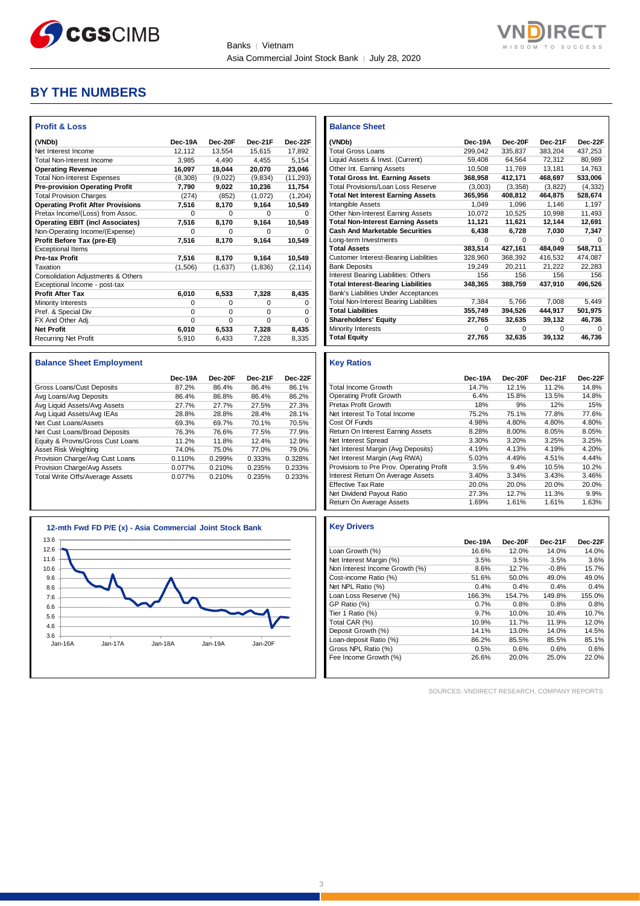## BY THE NUMBERS

### Profit & Loss

| (VNDb) | Dec-19A | Dec-20F | Dec-21F | Dec-22F |
|---|---|---|---|---|
| Net Interest Income | 12,112 | 13,554 | 15,615 | 17,892 |
| Total Non-Interest Income | 3,985 | 4,490 | 4,455 | 5,154 |
| **Operating Revenue** | **16,097** | **18,044** | **20,070** | **23,046** |
| Total Non-Interest Expenses | (8,308) | (9,022) | (9,834) | (11,293) |
| **Pre-provision Operating Profit** | **7,790** | **9,022** | **10,236** | **11,754** |
| Total Provision Charges | (274) | (852) | (1,072) | (1,204) |
| **Operating Profit After Provisions** | **7,516** | **8,170** | **9,164** | **10,549** |
| Pretax Income/(Loss) from Assoc. | 0 | 0 | 0 | 0 |
| **Operating EBIT (incl Associates)** | **7,516** | **8,170** | **9,164** | **10,549** |
| Non-Operating Income/(Expense) | 0 | 0 | 0 | 0 |
| **Profit Before Tax (pre-EI)** | **7,516** | **8,170** | **9,164** | **10,549** |
| Exceptional Items | | | | |
| **Pre-tax Profit** | **7,516** | **8,170** | **9,164** | **10,549** |
| Taxation | (1,506) | (1,637) | (1,836) | (2,114) |
| Consolidation Adjustments & Others | | | | |
| Exceptional Income - post-tax | | | | |
| **Profit After Tax** | **6,010** | **6,533** | **7,328** | **8,435** |
| Minority Interests | 0 | 0 | 0 | 0 |
| Pref. & Special Div | 0 | 0 | 0 | 0 |
| FX And Other Adj. | 0 | 0 | 0 | 0 |
| **Net Profit** | **6,010** | **6,533** | **7,328** | **8,435** |
| Recurring Net Profit | 5,910 | 6,433 | 7,228 | 8,335 |

### Balance Sheet

| (VNDb) | Dec-19A | Dec-20F | Dec-21F | Dec-22F |
|---|---|---|---|---|
| Total Gross Loans | 299,042 | 335,837 | 383,204 | 437,253 |
| Liquid Assets & Invst. (Current) | 59,408 | 64,564 | 72,312 | 80,989 |
| Other Int. Earning Assets | 10,508 | 11,769 | 13,181 | 14,763 |
| **Total Gross Int. Earning Assets** | **368,958** | **412,171** | **468,697** | **533,006** |
| Total Provisions/Loan Loss Reserve | (3,003) | (3,358) | (3,822) | (4,332) |
| **Total Net Interest Earning Assets** | **365,956** | **408,812** | **464,875** | **528,674** |
| Intangible Assets | 1,049 | 1,096 | 1,146 | 1,197 |
| Other Non-Interest Earning Assets | 10,072 | 10,525 | 10,998 | 11,493 |
| **Total Non-Interest Earning Assets** | **11,121** | **11,621** | **12,144** | **12,691** |
| **Cash And Marketable Securities** | **6,438** | **6,728** | **7,030** | **7,347** |
| Long-term Investments | 0 | 0 | 0 | 0 |
| **Total Assets** | **383,514** | **427,161** | **484,049** | **548,711** |
| Customer Interest-Bearing Liabilities | 328,960 | 368,392 | 416,532 | 474,087 |
| Bank Deposits | 19,249 | 20,211 | 21,222 | 22,283 |
| Interest Bearing Liabilities: Others | 156 | 156 | 156 | 156 |
| **Total Interest-Bearing Liabilities** | **348,365** | **388,759** | **437,910** | **496,526** |
| Bank's Liabilities Under Acceptances | | | | |
| Total Non-Interest Bearing Liabilities | 7,384 | 5,766 | 7,008 | 5,449 |
| **Total Liabilities** | **355,749** | **394,526** | **444,917** | **501,975** |
| **Shareholders' Equity** | **27,765** | **32,635** | **39,132** | **46,736** |
| Minority Interests | 0 | 0 | 0 | 0 |
| **Total Equity** | **27,765** | **32,635** | **39,132** | **46,736** |

### Balance Sheet Employment

| | Dec-19A | Dec-20F | Dec-21F | Dec-22F |
|---|---|---|---|---|
| Gross Loans/Cust Deposits | 87.2% | 86.4% | 86.4% | 86.1% |
| Avg Loans/Avg Deposits | 86.4% | 86.8% | 86.4% | 86.2% |
| Avg Liquid Assets/Avg Assets | 27.7% | 27.7% | 27.5% | 27.3% |
| Avg Liquid Assets/Avg IEAs | 28.8% | 28.8% | 28.4% | 28.1% |
| Net Cust Loans/Assets | 69.3% | 69.7% | 70.1% | 70.5% |
| Net Cust Loans/Broad Deposits | 76.3% | 76.6% | 77.5% | 77.9% |
| Equity & Provns/Gross Cust Loans | 11.2% | 11.8% | 12.4% | 12.9% |
| Asset Risk Weighting | 74.0% | 75.0% | 77.0% | 79.0% |
| Provision Charge/Avg Cust Loans | 0.110% | 0.299% | 0.333% | 0.328% |
| Provision Charge/Avg Assets | 0.077% | 0.210% | 0.235% | 0.233% |
| Total Write Offs/Average Assets | 0.077% | 0.210% | 0.235% | 0.233% |

### Key Ratios

| | Dec-19A | Dec-20F | Dec-21F | Dec-22F |
|---|---|---|---|---|
| Total Income Growth | 14.7% | 12.1% | 11.2% | 14.8% |
| Operating Profit Growth | 6.4% | 15.8% | 13.5% | 14.8% |
| Pretax Profit Growth | 18% | 9% | 12% | 15% |
| Net Interest To Total Income | 75.2% | 75.1% | 77.8% | 77.6% |
| Cost Of Funds | 4.98% | 4.80% | 4.80% | 4.80% |
| Return On Interest Earning Assets | 8.28% | 8.00% | 8.05% | 8.05% |
| Net Interest Spread | 3.30% | 3.20% | 3.25% | 3.25% |
| Net Interest Margin (Avg Deposits) | 4.19% | 4.13% | 4.19% | 4.20% |
| Net Interest Margin (Avg RWA) | 5.03% | 4.49% | 4.51% | 4.44% |
| Provisions to Pre Prov. Operating Profit | 3.5% | 9.4% | 10.5% | 10.2% |
| Interest Return On Average Assets | 3.40% | 3.34% | 3.43% | 3.46% |
| Effective Tax Rate | 20.0% | 20.0% | 20.0% | 20.0% |
| Net Dividend Payout Ratio | 27.3% | 12.7% | 11.3% | 9.9% |
| Return On Average Assets | 1.69% | 1.61% | 1.61% | 1.63% |

### 12-mth Fwd FD P/E (x) - Asia Commercial Joint Stock Bank

### Key Drivers

| | Dec-19A | Dec-20F | Dec-21F | Dec-22F |
|---|---|---|---|---|
| Loan Growth (%) | 16.6% | 12.0% | 14.0% | 14.0% |
| Net Interest Margin (%) | 3.5% | 3.5% | 3.5% | 3.6% |
| Non Interest Income Growth (%) | 8.6% | 12.7% | -0.8% | 15.7% |
| Cost-income Ratio (%) | 51.6% | 50.0% | 49.0% | 49.0% |
| Net NPL Ratio (%) | 0.4% | 0.4% | 0.4% | 0.4% |
| Loan Loss Reserve (%) | 166.3% | 154.7% | 149.8% | 155.0% |
| GP Ratio (%) | 0.7% | 0.8% | 0.8% | 0.8% |
| Tier 1 Ratio (%) | 9.7% | 10.0% | 10.4% | 10.7% |
| Total CAR (%) | 10.9% | 11.7% | 11.9% | 12.0% |
| Deposit Growth (%) | 14.1% | 13.0% | 14.0% | 14.5% |
| Loan-deposit Ratio (%) | 86.2% | 85.5% | 85.5% | 85.1% |
| Gross NPL Ratio (%) | 0.5% | 0.6% | 0.6% | 0.6% |
| Fee Income Growth (%) | 26.6% | 20.0% | 25.0% | 22.0% |

SOURCES: VNDIRECT RESEARCH, COMPANY REPORTS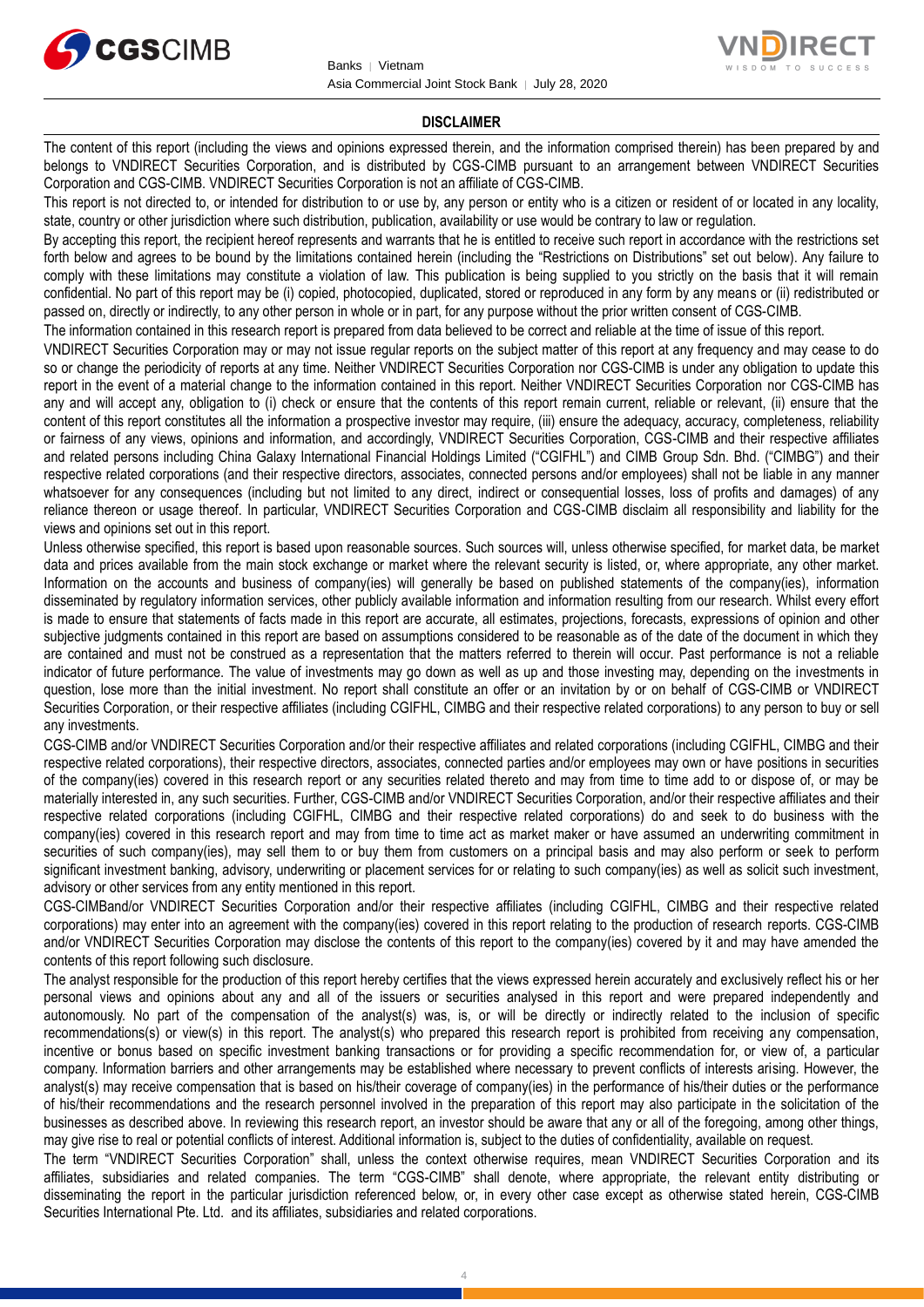## DISCLAIMER

The content of this report (including the views and opinions expressed therein, and the information comprised therein) has been prepared by and belongs to VNDIRECT Securities Corporation, and is distributed by CGS-CIMB pursuant to an arrangement between VNDIRECT Securities Corporation and CGS-CIMB. VNDIRECT Securities Corporation is not an affiliate of CGS-CIMB.

This report is not directed to, or intended for distribution to or use by, any person or entity who is a citizen or resident of or located in any locality, state, country or other jurisdiction where such distribution, publication, availability or use would be contrary to law or regulation.

By accepting this report, the recipient hereof represents and warrants that he is entitled to receive such report in accordance with the restrictions set forth below and agrees to be bound by the limitations contained herein (including the "Restrictions on Distributions" set out below). Any failure to comply with these limitations may constitute a violation of law. This publication is being supplied to you strictly on the basis that it will remain confidential. No part of this report may be (i) copied, photocopied, duplicated, stored or reproduced in any form by any means or (ii) redistributed or passed on, directly or indirectly, to any other person in whole or in part, for any purpose without the prior written consent of CGS-CIMB.

The information contained in this research report is prepared from data believed to be correct and reliable at the time of issue of this report.

VNDIRECT Securities Corporation may or may not issue regular reports on the subject matter of this report at any frequency and may cease to do so or change the periodicity of reports at any time. Neither VNDIRECT Securities Corporation nor CGS-CIMB is under any obligation to update this report in the event of a material change to the information contained in this report. Neither VNDIRECT Securities Corporation nor CGS-CIMB has any and will accept any, obligation to (i) check or ensure that the contents of this report remain current, reliable or relevant, (ii) ensure that the content of this report constitutes all the information a prospective investor may require, (iii) ensure the adequacy, accuracy, completeness, reliability or fairness of any views, opinions and information, and accordingly, VNDIRECT Securities Corporation, CGS-CIMB and their respective affiliates and related persons including China Galaxy International Financial Holdings Limited ("CGIFHL") and CIMB Group Sdn. Bhd. ("CIMBG") and their respective related corporations (and their respective directors, associates, connected persons and/or employees) shall not be liable in any manner whatsoever for any consequences (including but not limited to any direct, indirect or consequential losses, loss of profits and damages) of any reliance thereon or usage thereof. In particular, VNDIRECT Securities Corporation and CGS-CIMB disclaim all responsibility and liability for the views and opinions set out in this report.

Unless otherwise specified, this report is based upon reasonable sources. Such sources will, unless otherwise specified, for market data, be market data and prices available from the main stock exchange or market where the relevant security is listed, or, where appropriate, any other market. Information on the accounts and business of company(ies) will generally be based on published statements of the company(ies), information disseminated by regulatory information services, other publicly available information and information resulting from our research. Whilst every effort is made to ensure that statements of facts made in this report are accurate, all estimates, projections, forecasts, expressions of opinion and other subjective judgments contained in this report are based on assumptions considered to be reasonable as of the date of the document in which they are contained and must not be construed as a representation that the matters referred to therein will occur. Past performance is not a reliable indicator of future performance. The value of investments may go down as well as up and those investing may, depending on the investments in question, lose more than the initial investment. No report shall constitute an offer or an invitation by or on behalf of CGS-CIMB or VNDIRECT Securities Corporation, or their respective affiliates (including CGIFHL, CIMBG and their respective related corporations) to any person to buy or sell any investments.

CGS-CIMB and/or VNDIRECT Securities Corporation and/or their respective affiliates and related corporations (including CGIFHL, CIMBG and their respective related corporations), their respective directors, associates, connected parties and/or employees may own or have positions in securities of the company(ies) covered in this research report or any securities related thereto and may from time to time add to or dispose of, or may be materially interested in, any such securities. Further, CGS-CIMB and/or VNDIRECT Securities Corporation, and/or their respective affiliates and their respective related corporations (including CGIFHL, CIMBG and their respective related corporations) do and seek to do business with the company(ies) covered in this research report and may from time to time act as market maker or have assumed an underwriting commitment in securities of such company(ies), may sell them to or buy them from customers on a principal basis and may also perform or seek to perform significant investment banking, advisory, underwriting or placement services for or relating to such company(ies) as well as solicit such investment, advisory or other services from any entity mentioned in this report.

CGS-CIMBand/or VNDIRECT Securities Corporation and/or their respective affiliates (including CGIFHL, CIMBG and their respective related corporations) may enter into an agreement with the company(ies) covered in this report relating to the production of research reports. CGS-CIMB and/or VNDIRECT Securities Corporation may disclose the contents of this report to the company(ies) covered by it and may have amended the contents of this report following such disclosure.

The analyst responsible for the production of this report hereby certifies that the views expressed herein accurately and exclusively reflect his or her personal views and opinions about any and all of the issuers or securities analysed in this report and were prepared independently and autonomously. No part of the compensation of the analyst(s) was, is, or will be directly or indirectly related to the inclusion of specific recommendations(s) or view(s) in this report. The analyst(s) who prepared this research report is prohibited from receiving any compensation, incentive or bonus based on specific investment banking transactions or for providing a specific recommendation for, or view of, a particular company. Information barriers and other arrangements may be established where necessary to prevent conflicts of interests arising. However, the analyst(s) may receive compensation that is based on his/their coverage of company(ies) in the performance of his/their duties or the performance of his/their recommendations and the research personnel involved in the preparation of this report may also participate in the solicitation of the businesses as described above. In reviewing this research report, an investor should be aware that any or all of the foregoing, among other things, may give rise to real or potential conflicts of interest. Additional information is, subject to the duties of confidentiality, available on request.

The term "VNDIRECT Securities Corporation" shall, unless the context otherwise requires, mean VNDIRECT Securities Corporation and its affiliates, subsidiaries and related companies. The term "CGS-CIMB" shall denote, where appropriate, the relevant entity distributing or disseminating the report in the particular jurisdiction referenced below, or, in every other case except as otherwise stated herein, CGS-CIMB Securities International Pte. Ltd. and its affiliates, subsidiaries and related corporations.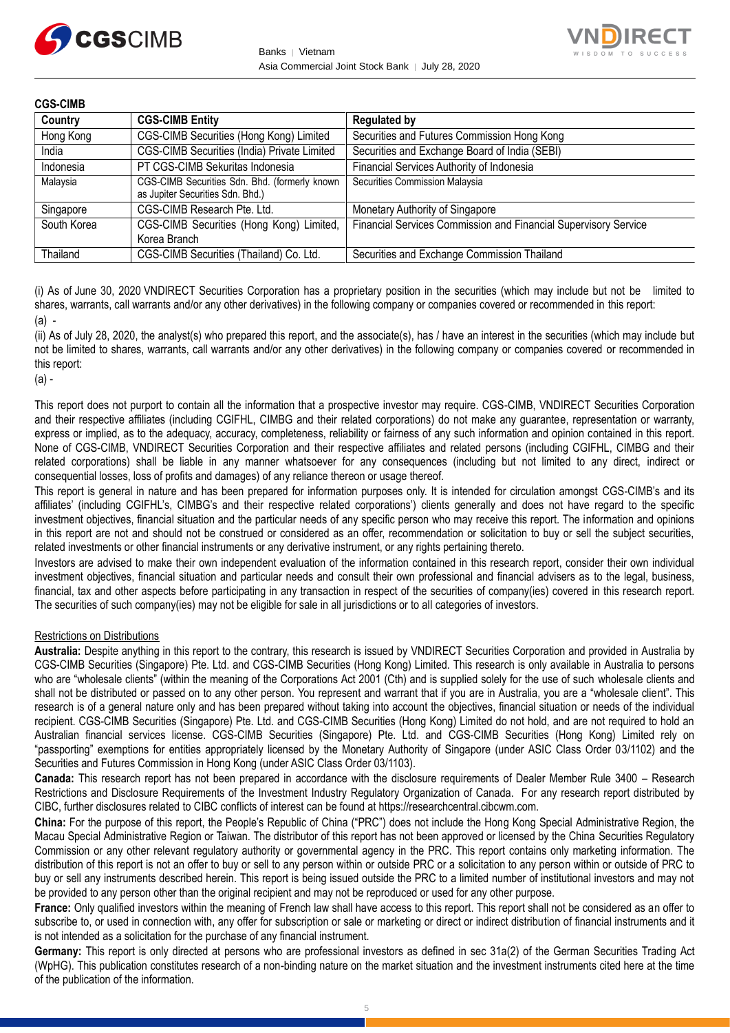**CGS-CIMB**

| Country | CGS-CIMB Entity | Regulated by |
|---|---|---|
| Hong Kong | CGS-CIMB Securities (Hong Kong) Limited | Securities and Futures Commission Hong Kong |
| India | CGS-CIMB Securities (India) Private Limited | Securities and Exchange Board of India (SEBI) |
| Indonesia | PT CGS-CIMB Sekuritas Indonesia | Financial Services Authority of Indonesia |
| Malaysia | CGS-CIMB Securities Sdn. Bhd. (formerly known as Jupiter Securities Sdn. Bhd.) | Securities Commission Malaysia |
| Singapore | CGS-CIMB Research Pte. Ltd. | Monetary Authority of Singapore |
| South Korea | CGS-CIMB Securities (Hong Kong) Limited, Korea Branch | Financial Services Commission and Financial Supervisory Service |
| Thailand | CGS-CIMB Securities (Thailand) Co. Ltd. | Securities and Exchange Commission Thailand |

(i) As of June 30, 2020 VNDIRECT Securities Corporation has a proprietary position in the securities (which may include but not be limited to shares, warrants, call warrants and/or any other derivatives) in the following company or companies covered or recommended in this report:
(a) -

(ii) As of July 28, 2020, the analyst(s) who prepared this report, and the associate(s), has / have an interest in the securities (which may include but not be limited to shares, warrants, call warrants and/or any other derivatives) in the following company or companies covered or recommended in this report:
(a) -

This report does not purport to contain all the information that a prospective investor may require. CGS-CIMB, VNDIRECT Securities Corporation and their respective affiliates (including CGIFHL, CIMBG and their related corporations) do not make any guarantee, representation or warranty, express or implied, as to the adequacy, accuracy, completeness, reliability or fairness of any such information and opinion contained in this report. None of CGS-CIMB, VNDIRECT Securities Corporation and their respective affiliates and related persons (including CGIFHL, CIMBG and their related corporations) shall be liable in any manner whatsoever for any consequences (including but not limited to any direct, indirect or consequential losses, loss of profits and damages) of any reliance thereon or usage thereof.

This report is general in nature and has been prepared for information purposes only. It is intended for circulation amongst CGS-CIMB's and its affiliates' (including CGIFHL's, CIMBG's and their respective related corporations') clients generally and does not have regard to the specific investment objectives, financial situation and the particular needs of any specific person who may receive this report. The information and opinions in this report are not and should not be construed or considered as an offer, recommendation or solicitation to buy or sell the subject securities, related investments or other financial instruments or any derivative instrument, or any rights pertaining thereto.

Investors are advised to make their own independent evaluation of the information contained in this research report, consider their own individual investment objectives, financial situation and particular needs and consult their own professional and financial advisers as to the legal, business, financial, tax and other aspects before participating in any transaction in respect of the securities of company(ies) covered in this research report. The securities of such company(ies) may not be eligible for sale in all jurisdictions or to all categories of investors.

Restrictions on Distributions

**Australia:** Despite anything in this report to the contrary, this research is issued by VNDIRECT Securities Corporation and provided in Australia by CGS-CIMB Securities (Singapore) Pte. Ltd. and CGS-CIMB Securities (Hong Kong) Limited. This research is only available in Australia to persons who are "wholesale clients" (within the meaning of the Corporations Act 2001 (Cth) and is supplied solely for the use of such wholesale clients and shall not be distributed or passed on to any other person. You represent and warrant that if you are in Australia, you are a "wholesale client". This research is of a general nature only and has been prepared without taking into account the objectives, financial situation or needs of the individual recipient. CGS-CIMB Securities (Singapore) Pte. Ltd. and CGS-CIMB Securities (Hong Kong) Limited do not hold, and are not required to hold an Australian financial services license. CGS-CIMB Securities (Singapore) Pte. Ltd. and CGS-CIMB Securities (Hong Kong) Limited rely on "passporting" exemptions for entities appropriately licensed by the Monetary Authority of Singapore (under ASIC Class Order 03/1102) and the Securities and Futures Commission in Hong Kong (under ASIC Class Order 03/1103).

**Canada:** This research report has not been prepared in accordance with the disclosure requirements of Dealer Member Rule 3400 – Research Restrictions and Disclosure Requirements of the Investment Industry Regulatory Organization of Canada. For any research report distributed by CIBC, further disclosures related to CIBC conflicts of interest can be found at https://researchcentral.cibcwm.com.

**China:** For the purpose of this report, the People's Republic of China ("PRC") does not include the Hong Kong Special Administrative Region, the Macau Special Administrative Region or Taiwan. The distributor of this report has not been approved or licensed by the China Securities Regulatory Commission or any other relevant regulatory authority or governmental agency in the PRC. This report contains only marketing information. The distribution of this report is not an offer to buy or sell to any person within or outside PRC or a solicitation to any person within or outside of PRC to buy or sell any instruments described herein. This report is being issued outside the PRC to a limited number of institutional investors and may not be provided to any person other than the original recipient and may not be reproduced or used for any other purpose.

**France:** Only qualified investors within the meaning of French law shall have access to this report. This report shall not be considered as an offer to subscribe to, or used in connection with, any offer for subscription or sale or marketing or direct or indirect distribution of financial instruments and it is not intended as a solicitation for the purchase of any financial instrument.

**Germany:** This report is only directed at persons who are professional investors as defined in sec 31a(2) of the German Securities Trading Act (WpHG). This publication constitutes research of a non-binding nature on the market situation and the investment instruments cited here at the time of the publication of the information.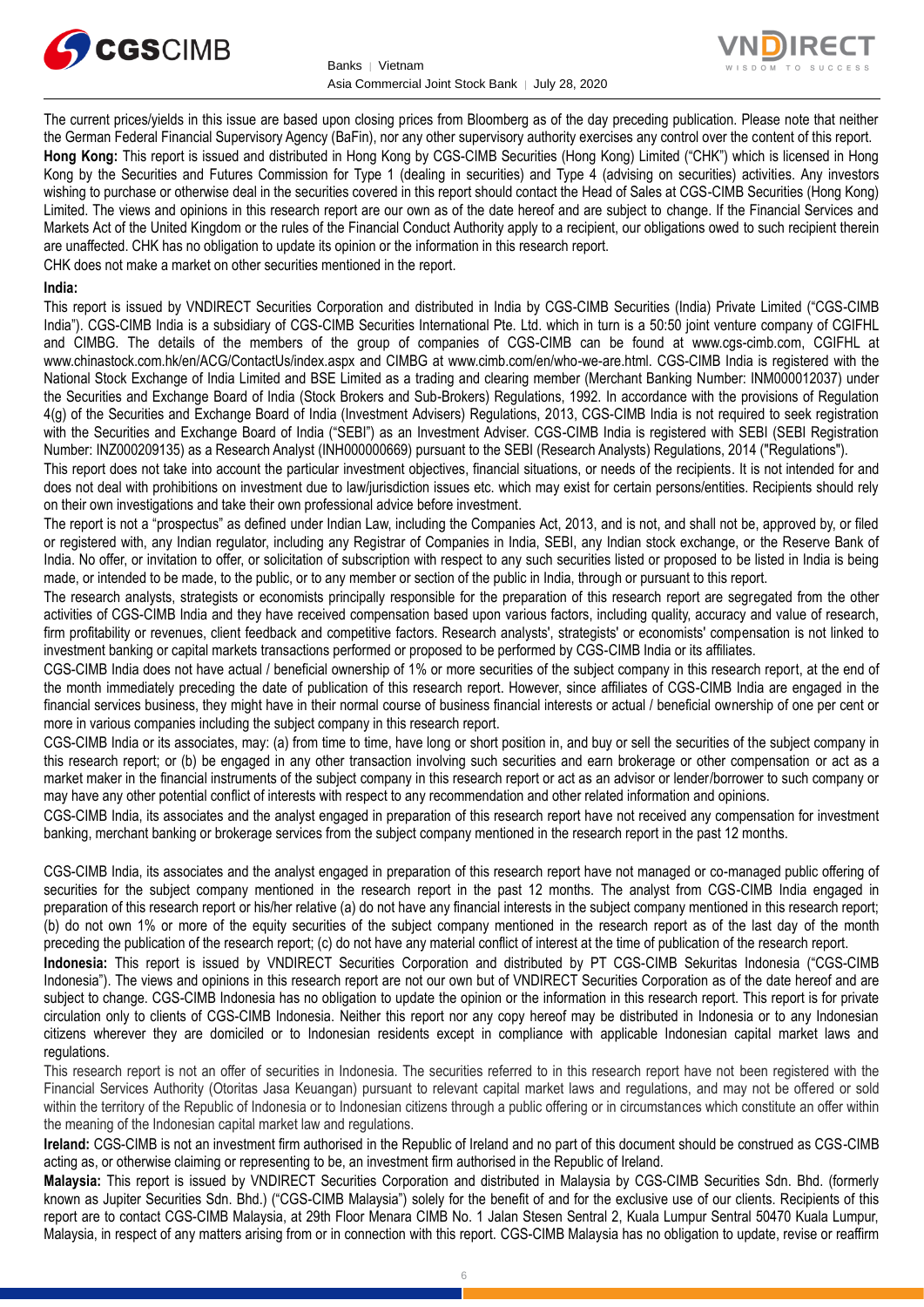The current prices/yields in this issue are based upon closing prices from Bloomberg as of the day preceding publication. Please note that neither the German Federal Financial Supervisory Agency (BaFin), nor any other supervisory authority exercises any control over the content of this report.

**Hong Kong:** This report is issued and distributed in Hong Kong by CGS-CIMB Securities (Hong Kong) Limited ("CHK") which is licensed in Hong Kong by the Securities and Futures Commission for Type 1 (dealing in securities) and Type 4 (advising on securities) activities. Any investors wishing to purchase or otherwise deal in the securities covered in this report should contact the Head of Sales at CGS-CIMB Securities (Hong Kong) Limited. The views and opinions in this research report are our own as of the date hereof and are subject to change. If the Financial Services and Markets Act of the United Kingdom or the rules of the Financial Conduct Authority apply to a recipient, our obligations owed to such recipient therein are unaffected. CHK has no obligation to update its opinion or the information in this research report.

CHK does not make a market on other securities mentioned in the report.

**India:**

This report is issued by VNDIRECT Securities Corporation and distributed in India by CGS-CIMB Securities (India) Private Limited ("CGS-CIMB India"). CGS-CIMB India is a subsidiary of CGS-CIMB Securities International Pte. Ltd. which in turn is a 50:50 joint venture company of CGIFHL and CIMBG. The details of the members of the group of companies of CGS-CIMB can be found at www.cgs-cimb.com, CGIFHL at www.chinastock.com.hk/en/ACG/ContactUs/index.aspx and CIMBG at www.cimb.com/en/who-we-are.html. CGS-CIMB India is registered with the National Stock Exchange of India Limited and BSE Limited as a trading and clearing member (Merchant Banking Number: INM000012037) under the Securities and Exchange Board of India (Stock Brokers and Sub-Brokers) Regulations, 1992. In accordance with the provisions of Regulation 4(g) of the Securities and Exchange Board of India (Investment Advisers) Regulations, 2013, CGS-CIMB India is not required to seek registration with the Securities and Exchange Board of India ("SEBI") as an Investment Adviser. CGS-CIMB India is registered with SEBI (SEBI Registration Number: INZ000209135) as a Research Analyst (INH000000669) pursuant to the SEBI (Research Analysts) Regulations, 2014 ("Regulations").

This report does not take into account the particular investment objectives, financial situations, or needs of the recipients. It is not intended for and does not deal with prohibitions on investment due to law/jurisdiction issues etc. which may exist for certain persons/entities. Recipients should rely on their own investigations and take their own professional advice before investment.

The report is not a "prospectus" as defined under Indian Law, including the Companies Act, 2013, and is not, and shall not be, approved by, or filed or registered with, any Indian regulator, including any Registrar of Companies in India, SEBI, any Indian stock exchange, or the Reserve Bank of India. No offer, or invitation to offer, or solicitation of subscription with respect to any such securities listed or proposed to be listed in India is being made, or intended to be made, to the public, or to any member or section of the public in India, through or pursuant to this report.

The research analysts, strategists or economists principally responsible for the preparation of this research report are segregated from the other activities of CGS-CIMB India and they have received compensation based upon various factors, including quality, accuracy and value of research, firm profitability or revenues, client feedback and competitive factors. Research analysts', strategists' or economists' compensation is not linked to investment banking or capital markets transactions performed or proposed to be performed by CGS-CIMB India or its affiliates.

CGS-CIMB India does not have actual / beneficial ownership of 1% or more securities of the subject company in this research report, at the end of the month immediately preceding the date of publication of this research report. However, since affiliates of CGS-CIMB India are engaged in the financial services business, they might have in their normal course of business financial interests or actual / beneficial ownership of one per cent or more in various companies including the subject company in this research report.

CGS-CIMB India or its associates, may: (a) from time to time, have long or short position in, and buy or sell the securities of the subject company in this research report; or (b) be engaged in any other transaction involving such securities and earn brokerage or other compensation or act as a market maker in the financial instruments of the subject company in this research report or act as an advisor or lender/borrower to such company or may have any other potential conflict of interests with respect to any recommendation and other related information and opinions.

CGS-CIMB India, its associates and the analyst engaged in preparation of this research report have not received any compensation for investment banking, merchant banking or brokerage services from the subject company mentioned in the research report in the past 12 months.

CGS-CIMB India, its associates and the analyst engaged in preparation of this research report have not managed or co-managed public offering of securities for the subject company mentioned in the research report in the past 12 months. The analyst from CGS-CIMB India engaged in preparation of this research report or his/her relative (a) do not have any financial interests in the subject company mentioned in this research report; (b) do not own 1% or more of the equity securities of the subject company mentioned in the research report as of the last day of the month preceding the publication of the research report; (c) do not have any material conflict of interest at the time of publication of the research report.

**Indonesia:** This report is issued by VNDIRECT Securities Corporation and distributed by PT CGS-CIMB Sekuritas Indonesia ("CGS-CIMB Indonesia"). The views and opinions in this research report are not our own but of VNDIRECT Securities Corporation as of the date hereof and are subject to change. CGS-CIMB Indonesia has no obligation to update the opinion or the information in this research report. This report is for private circulation only to clients of CGS-CIMB Indonesia. Neither this report nor any copy hereof may be distributed in Indonesia or to any Indonesian citizens wherever they are domiciled or to Indonesian residents except in compliance with applicable Indonesian capital market laws and regulations.

This research report is not an offer of securities in Indonesia. The securities referred to in this research report have not been registered with the Financial Services Authority (Otoritas Jasa Keuangan) pursuant to relevant capital market laws and regulations, and may not be offered or sold within the territory of the Republic of Indonesia or to Indonesian citizens through a public offering or in circumstances which constitute an offer within the meaning of the Indonesian capital market law and regulations.

**Ireland:** CGS-CIMB is not an investment firm authorised in the Republic of Ireland and no part of this document should be construed as CGS-CIMB acting as, or otherwise claiming or representing to be, an investment firm authorised in the Republic of Ireland.

**Malaysia:** This report is issued by VNDIRECT Securities Corporation and distributed in Malaysia by CGS-CIMB Securities Sdn. Bhd. (formerly known as Jupiter Securities Sdn. Bhd.) ("CGS-CIMB Malaysia") solely for the benefit of and for the exclusive use of our clients. Recipients of this report are to contact CGS-CIMB Malaysia, at 29th Floor Menara CIMB No. 1 Jalan Stesen Sentral 2, Kuala Lumpur Sentral 50470 Kuala Lumpur, Malaysia, in respect of any matters arising from or in connection with this report. CGS-CIMB Malaysia has no obligation to update, revise or reaffirm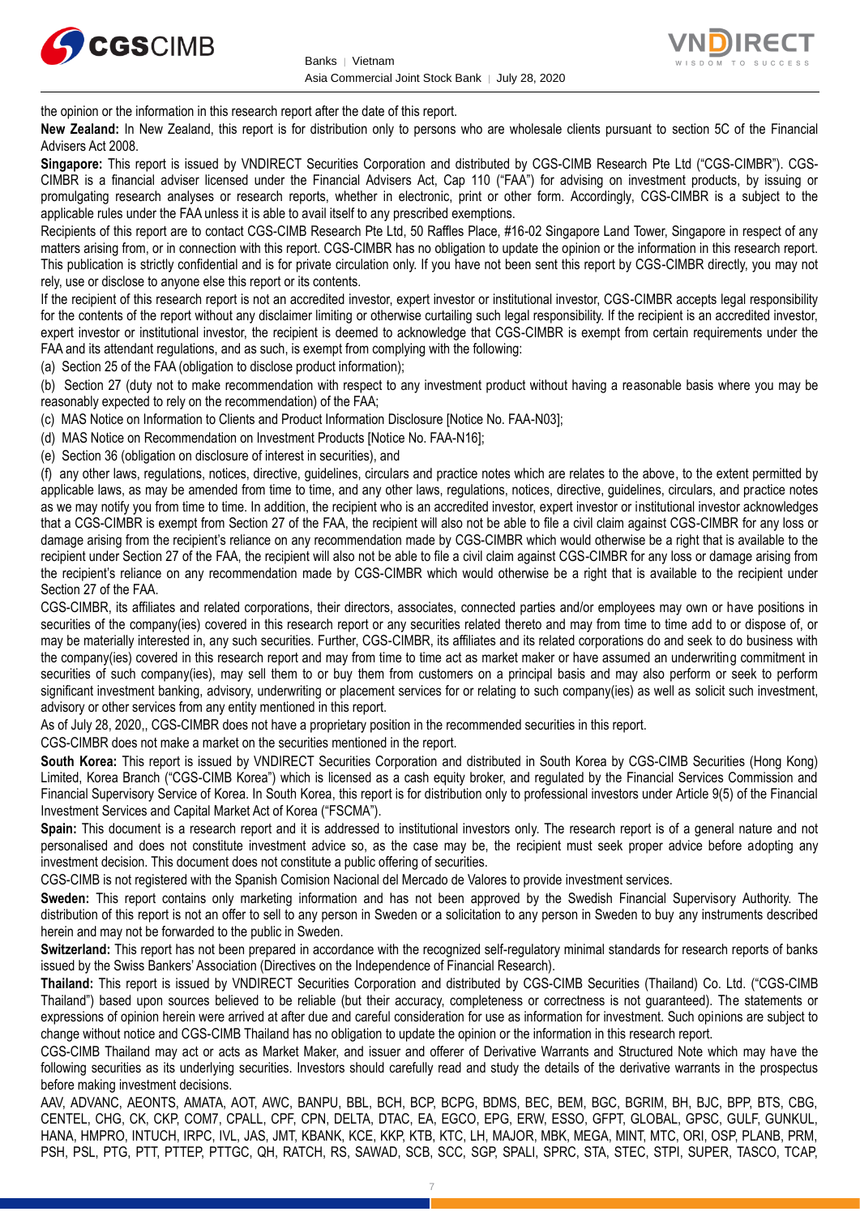the opinion or the information in this research report after the date of this report.

**New Zealand:** In New Zealand, this report is for distribution only to persons who are wholesale clients pursuant to section 5C of the Financial Advisers Act 2008.

**Singapore:** This report is issued by VNDIRECT Securities Corporation and distributed by CGS-CIMB Research Pte Ltd ("CGS-CIMBR"). CGS-CIMBR is a financial adviser licensed under the Financial Advisers Act, Cap 110 ("FAA") for advising on investment products, by issuing or promulgating research analyses or research reports, whether in electronic, print or other form. Accordingly, CGS-CIMBR is a subject to the applicable rules under the FAA unless it is able to avail itself to any prescribed exemptions.

Recipients of this report are to contact CGS-CIMB Research Pte Ltd, 50 Raffles Place, #16-02 Singapore Land Tower, Singapore in respect of any matters arising from, or in connection with this report. CGS-CIMBR has no obligation to update the opinion or the information in this research report. This publication is strictly confidential and is for private circulation only. If you have not been sent this report by CGS-CIMBR directly, you may not rely, use or disclose to anyone else this report or its contents.

If the recipient of this research report is not an accredited investor, expert investor or institutional investor, CGS-CIMBR accepts legal responsibility for the contents of the report without any disclaimer limiting or otherwise curtailing such legal responsibility. If the recipient is an accredited investor, expert investor or institutional investor, the recipient is deemed to acknowledge that CGS-CIMBR is exempt from certain requirements under the FAA and its attendant regulations, and as such, is exempt from complying with the following:

(a) Section 25 of the FAA (obligation to disclose product information);

(b) Section 27 (duty not to make recommendation with respect to any investment product without having a reasonable basis where you may be reasonably expected to rely on the recommendation) of the FAA;

(c) MAS Notice on Information to Clients and Product Information Disclosure [Notice No. FAA-N03];

(d) MAS Notice on Recommendation on Investment Products [Notice No. FAA-N16];

(e) Section 36 (obligation on disclosure of interest in securities), and

(f) any other laws, regulations, notices, directive, guidelines, circulars and practice notes which are relates to the above, to the extent permitted by applicable laws, as may be amended from time to time, and any other laws, regulations, notices, directive, guidelines, circulars, and practice notes as we may notify you from time to time. In addition, the recipient who is an accredited investor, expert investor or institutional investor acknowledges that a CGS-CIMBR is exempt from Section 27 of the FAA, the recipient will also not be able to file a civil claim against CGS-CIMBR for any loss or damage arising from the recipient's reliance on any recommendation made by CGS-CIMBR which would otherwise be a right that is available to the recipient under Section 27 of the FAA, the recipient will also not be able to file a civil claim against CGS-CIMBR for any loss or damage arising from the recipient's reliance on any recommendation made by CGS-CIMBR which would otherwise be a right that is available to the recipient under Section 27 of the FAA.

CGS-CIMBR, its affiliates and related corporations, their directors, associates, connected parties and/or employees may own or have positions in securities of the company(ies) covered in this research report or any securities related thereto and may from time to time add to or dispose of, or may be materially interested in, any such securities. Further, CGS-CIMBR, its affiliates and its related corporations do and seek to do business with the company(ies) covered in this research report and may from time to time act as market maker or have assumed an underwriting commitment in securities of such company(ies), may sell them to or buy them from customers on a principal basis and may also perform or seek to perform significant investment banking, advisory, underwriting or placement services for or relating to such company(ies) as well as solicit such investment, advisory or other services from any entity mentioned in this report.

As of July 28, 2020,, CGS-CIMBR does not have a proprietary position in the recommended securities in this report.

CGS-CIMBR does not make a market on the securities mentioned in the report.

**South Korea:** This report is issued by VNDIRECT Securities Corporation and distributed in South Korea by CGS-CIMB Securities (Hong Kong) Limited, Korea Branch ("CGS-CIMB Korea") which is licensed as a cash equity broker, and regulated by the Financial Services Commission and Financial Supervisory Service of Korea. In South Korea, this report is for distribution only to professional investors under Article 9(5) of the Financial Investment Services and Capital Market Act of Korea ("FSCMA").

**Spain:** This document is a research report and it is addressed to institutional investors only. The research report is of a general nature and not personalised and does not constitute investment advice so, as the case may be, the recipient must seek proper advice before adopting any investment decision. This document does not constitute a public offering of securities.

CGS-CIMB is not registered with the Spanish Comision Nacional del Mercado de Valores to provide investment services.

**Sweden:** This report contains only marketing information and has not been approved by the Swedish Financial Supervisory Authority. The distribution of this report is not an offer to sell to any person in Sweden or a solicitation to any person in Sweden to buy any instruments described herein and may not be forwarded to the public in Sweden.

**Switzerland:** This report has not been prepared in accordance with the recognized self-regulatory minimal standards for research reports of banks issued by the Swiss Bankers' Association (Directives on the Independence of Financial Research).

**Thailand:** This report is issued by VNDIRECT Securities Corporation and distributed by CGS-CIMB Securities (Thailand) Co. Ltd. ("CGS-CIMB Thailand") based upon sources believed to be reliable (but their accuracy, completeness or correctness is not guaranteed). The statements or expressions of opinion herein were arrived at after due and careful consideration for use as information for investment. Such opinions are subject to change without notice and CGS-CIMB Thailand has no obligation to update the opinion or the information in this research report.

CGS-CIMB Thailand may act or acts as Market Maker, and issuer and offerer of Derivative Warrants and Structured Note which may have the following securities as its underlying securities. Investors should carefully read and study the details of the derivative warrants in the prospectus before making investment decisions.

AAV, ADVANC, AEONTS, AMATA, AOT, AWC, BANPU, BBL, BCH, BCP, BCPG, BDMS, BEC, BEM, BGC, BGRIM, BH, BJC, BPP, BTS, CBG, CENTEL, CHG, CK, CKP, COM7, CPALL, CPF, CPN, DELTA, DTAC, EA, EGCO, EPG, ERW, ESSO, GFPT, GLOBAL, GPSC, GULF, GUNKUL, HANA, HMPRO, INTUCH, IRPC, IVL, JAS, JMT, KBANK, KCE, KKP, KTB, KTC, LH, MAJOR, MBK, MEGA, MINT, MTC, ORI, OSP, PLANB, PRM, PSH, PSL, PTG, PTT, PTTEP, PTTGC, QH, RATCH, RS, SAWAD, SCB, SCC, SGP, SPALI, SPRC, STA, STEC, STPI, SUPER, TASCO, TCAP,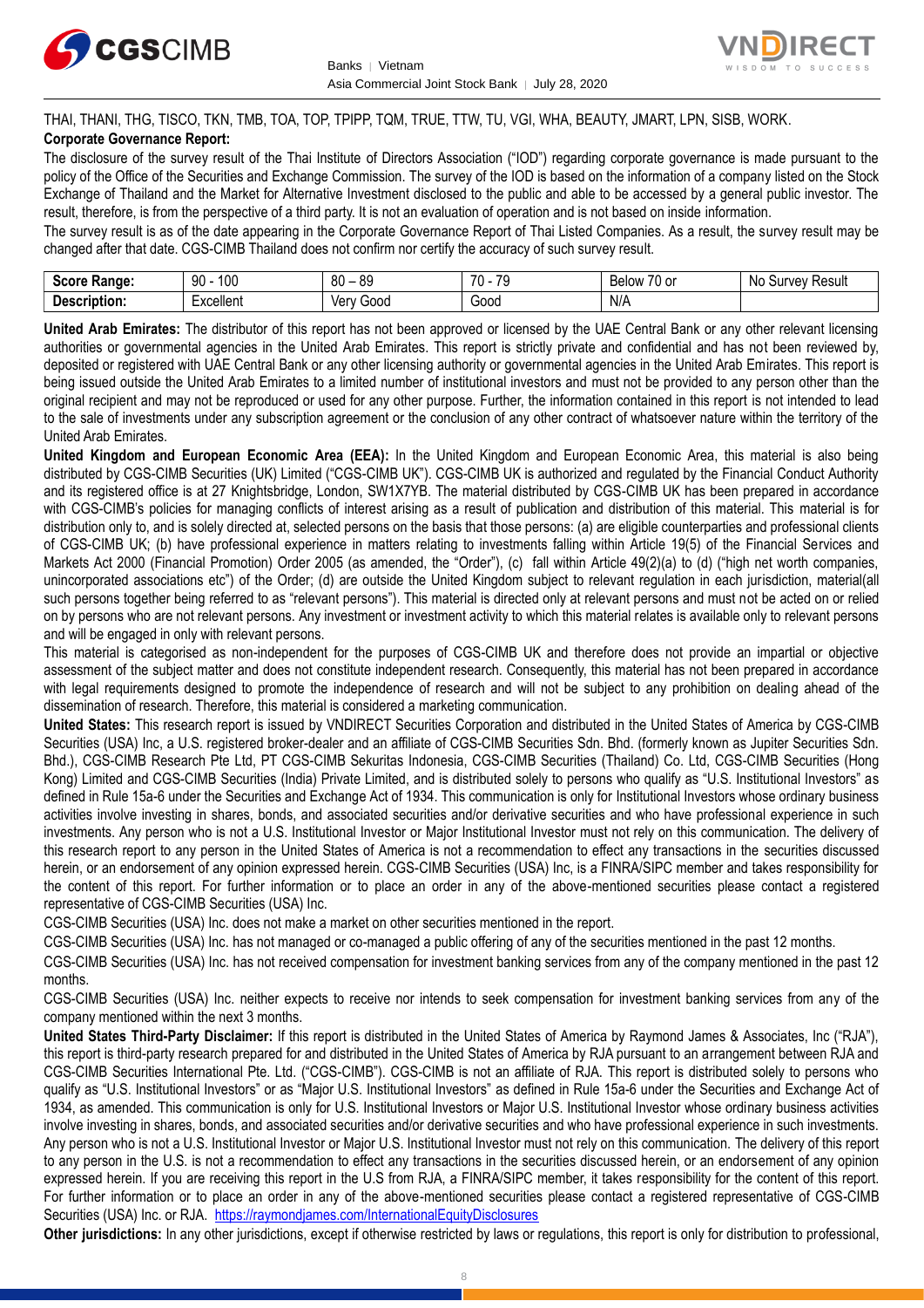THAI, THANI, THG, TISCO, TKN, TMB, TOA, TOP, TPIPP, TQM, TRUE, TTW, TU, VGI, WHA, BEAUTY, JMART, LPN, SISB, WORK.

**Corporate Governance Report:**

The disclosure of the survey result of the Thai Institute of Directors Association ("IOD") regarding corporate governance is made pursuant to the policy of the Office of the Securities and Exchange Commission. The survey of the IOD is based on the information of a company listed on the Stock Exchange of Thailand and the Market for Alternative Investment disclosed to the public and able to be accessed by a general public investor. The result, therefore, is from the perspective of a third party. It is not an evaluation of operation and is not based on inside information.

The survey result is as of the date appearing in the Corporate Governance Report of Thai Listed Companies. As a result, the survey result may be changed after that date. CGS-CIMB Thailand does not confirm nor certify the accuracy of such survey result.

| **Score Range:** | 90 - 100 | 80 – 89 | 70 - 79 | Below 70 or | No Survey Result |
|---|---|---|---|---|---|
| **Description:** | Excellent | Very Good | Good | N/A | |

**United Arab Emirates:** The distributor of this report has not been approved or licensed by the UAE Central Bank or any other relevant licensing authorities or governmental agencies in the United Arab Emirates. This report is strictly private and confidential and has not been reviewed by, deposited or registered with UAE Central Bank or any other licensing authority or governmental agencies in the United Arab Emirates. This report is being issued outside the United Arab Emirates to a limited number of institutional investors and must not be provided to any person other than the original recipient and may not be reproduced or used for any other purpose. Further, the information contained in this report is not intended to lead to the sale of investments under any subscription agreement or the conclusion of any other contract of whatsoever nature within the territory of the United Arab Emirates.

**United Kingdom and European Economic Area (EEA):** In the United Kingdom and European Economic Area, this material is also being distributed by CGS-CIMB Securities (UK) Limited ("CGS-CIMB UK"). CGS-CIMB UK is authorized and regulated by the Financial Conduct Authority and its registered office is at 27 Knightsbridge, London, SW1X7YB. The material distributed by CGS-CIMB UK has been prepared in accordance with CGS-CIMB's policies for managing conflicts of interest arising as a result of publication and distribution of this material. This material is for distribution only to, and is solely directed at, selected persons on the basis that those persons: (a) are eligible counterparties and professional clients of CGS-CIMB UK; (b) have professional experience in matters relating to investments falling within Article 19(5) of the Financial Services and Markets Act 2000 (Financial Promotion) Order 2005 (as amended, the "Order"), (c) fall within Article 49(2)(a) to (d) ("high net worth companies, unincorporated associations etc") of the Order; (d) are outside the United Kingdom subject to relevant regulation in each jurisdiction, material(all such persons together being referred to as "relevant persons"). This material is directed only at relevant persons and must not be acted on or relied on by persons who are not relevant persons. Any investment or investment activity to which this material relates is available only to relevant persons and will be engaged in only with relevant persons.

This material is categorised as non-independent for the purposes of CGS-CIMB UK and therefore does not provide an impartial or objective assessment of the subject matter and does not constitute independent research. Consequently, this material has not been prepared in accordance with legal requirements designed to promote the independence of research and will not be subject to any prohibition on dealing ahead of the dissemination of research. Therefore, this material is considered a marketing communication.

**United States:** This research report is issued by VNDIRECT Securities Corporation and distributed in the United States of America by CGS-CIMB Securities (USA) Inc, a U.S. registered broker-dealer and an affiliate of CGS-CIMB Securities Sdn. Bhd. (formerly known as Jupiter Securities Sdn. Bhd.), CGS-CIMB Research Pte Ltd, PT CGS-CIMB Sekuritas Indonesia, CGS-CIMB Securities (Thailand) Co. Ltd, CGS-CIMB Securities (Hong Kong) Limited and CGS-CIMB Securities (India) Private Limited, and is distributed solely to persons who qualify as "U.S. Institutional Investors" as defined in Rule 15a-6 under the Securities and Exchange Act of 1934. This communication is only for Institutional Investors whose ordinary business activities involve investing in shares, bonds, and associated securities and/or derivative securities and who have professional experience in such investments. Any person who is not a U.S. Institutional Investor or Major Institutional Investor must not rely on this communication. The delivery of this research report to any person in the United States of America is not a recommendation to effect any transactions in the securities discussed herein, or an endorsement of any opinion expressed herein. CGS-CIMB Securities (USA) Inc, is a FINRA/SIPC member and takes responsibility for the content of this report. For further information or to place an order in any of the above-mentioned securities please contact a registered representative of CGS-CIMB Securities (USA) Inc.

CGS-CIMB Securities (USA) Inc. does not make a market on other securities mentioned in the report.

CGS-CIMB Securities (USA) Inc. has not managed or co-managed a public offering of any of the securities mentioned in the past 12 months.

CGS-CIMB Securities (USA) Inc. has not received compensation for investment banking services from any of the company mentioned in the past 12 months.

CGS-CIMB Securities (USA) Inc. neither expects to receive nor intends to seek compensation for investment banking services from any of the company mentioned within the next 3 months.

**United States Third-Party Disclaimer:** If this report is distributed in the United States of America by Raymond James & Associates, Inc ("RJA"), this report is third-party research prepared for and distributed in the United States of America by RJA pursuant to an arrangement between RJA and CGS-CIMB Securities International Pte. Ltd. ("CGS-CIMB"). CGS-CIMB is not an affiliate of RJA. This report is distributed solely to persons who qualify as "U.S. Institutional Investors" or as "Major U.S. Institutional Investors" as defined in Rule 15a-6 under the Securities and Exchange Act of 1934, as amended. This communication is only for U.S. Institutional Investors or Major U.S. Institutional Investor whose ordinary business activities involve investing in shares, bonds, and associated securities and/or derivative securities and who have professional experience in such investments. Any person who is not a U.S. Institutional Investor or Major U.S. Institutional Investor must not rely on this communication. The delivery of this report to any person in the U.S. is not a recommendation to effect any transactions in the securities discussed herein, or an endorsement of any opinion expressed herein. If you are receiving this report in the U.S from RJA, a FINRA/SIPC member, it takes responsibility for the content of this report. For further information or to place an order in any of the above-mentioned securities please contact a registered representative of CGS-CIMB Securities (USA) Inc. or RJA. https://raymondjames.com/InternationalEquityDisclosures

**Other jurisdictions:** In any other jurisdictions, except if otherwise restricted by laws or regulations, this report is only for distribution to professional,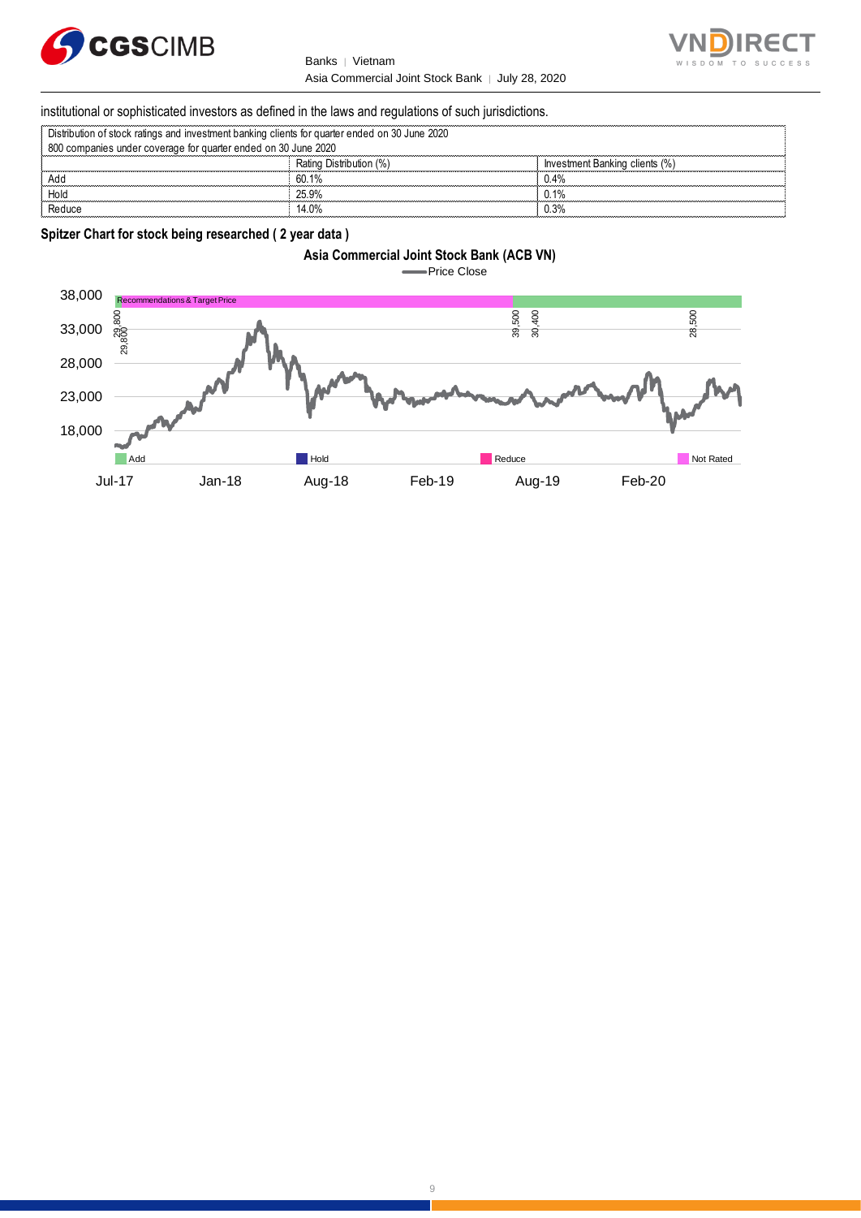institutional or sophisticated investors as defined in the laws and regulations of such jurisdictions.

| Distribution of stock ratings and investment banking clients for quarter ended on 30 June 2020 | | |
|---|---|---|
| 800 companies under coverage for quarter ended on 30 June 2020 | | |
| | Rating Distribution (%) | Investment Banking clients (%) |
| Add | 60.1% | 0.4% |
| Hold | 25.9% | 0.1% |
| Reduce | 14.0% | 0.3% |

**Spitzer Chart for stock being researched ( 2 year data )**

**Asia Commercial Joint Stock Bank (ACB VN)**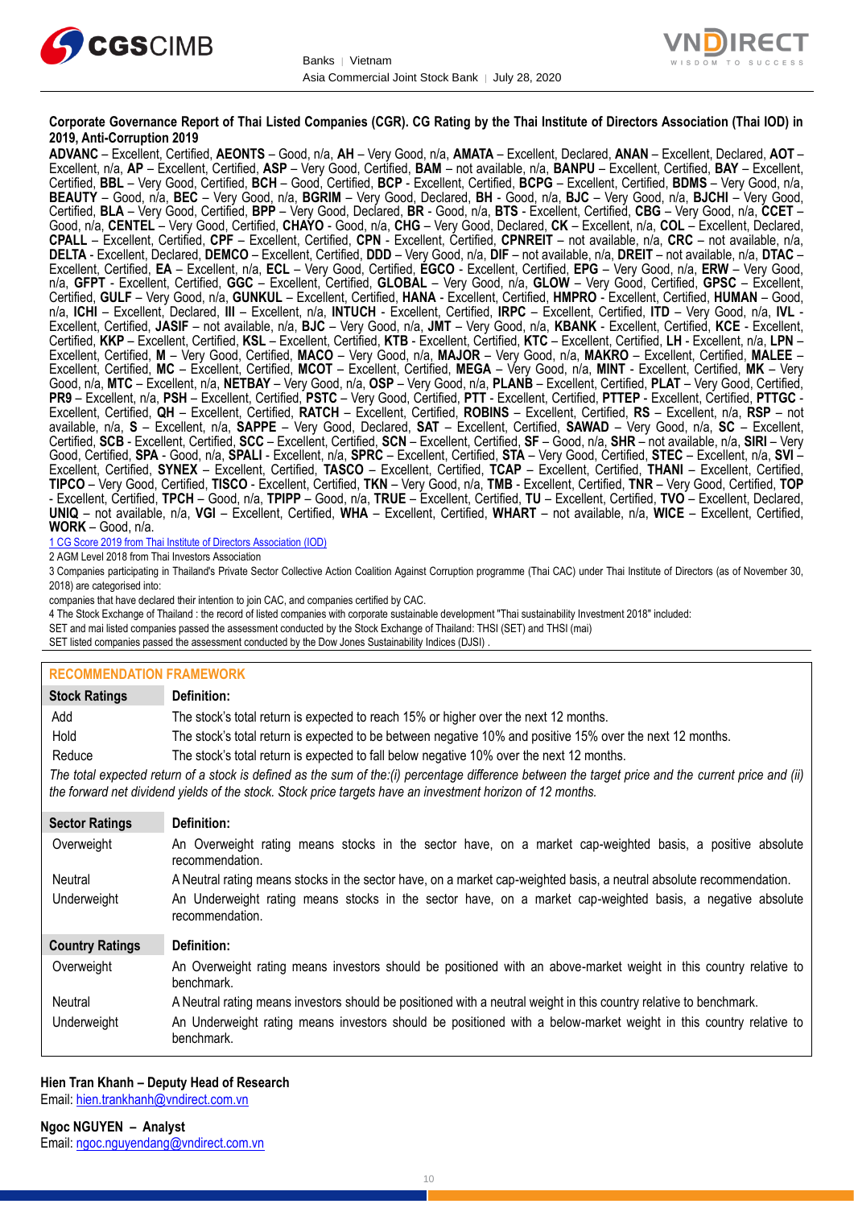**Corporate Governance Report of Thai Listed Companies (CGR). CG Rating by the Thai Institute of Directors Association (Thai IOD) in 2019, Anti-Corruption 2019**

**ADVANC** – Excellent, Certified, **AEONTS** – Good, n/a, **AH** – Very Good, n/a, **AMATA** – Excellent, Declared, **ANAN** – Excellent, Declared, **AOT** – Excellent, n/a, **AP** – Excellent, Certified, **ASP** – Very Good, Certified, **BAM** – not available, n/a, **BANPU** – Excellent, Certified, **BAY** – Excellent, Certified, **BBL** – Very Good, Certified, **BCH** – Good, Certified, **BCP** - Excellent, Certified, **BCPG** – Excellent, Certified, **BDMS** – Very Good, n/a, **BEAUTY** – Good, n/a, **BEC** – Very Good, n/a, **BGRIM** – Very Good, Declared, **BH** - Good, n/a, **BJC** – Very Good, n/a, **BJCHI** – Very Good, Certified, **BLA** – Very Good, Certified, **BPP** – Very Good, Declared, **BR** - Good, n/a, **BTS** - Excellent, Certified, **CBG** – Very Good, n/a, **CCET** – Good, n/a, **CENTEL** – Very Good, Certified, **CHAYO** - Good, n/a, **CHG** – Very Good, Declared, **CK** – Excellent, n/a, **COL** – Excellent, Declared, **CPALL** – Excellent, Certified, **CPF** – Excellent, Certified, **CPN** - Excellent, Certified, **CPNREIT** – not available, n/a, **CRC** – not available, n/a, **DELTA** - Excellent, Declared, **DEMCO** – Excellent, Certified, **DDD** – Very Good, n/a, **DIF** – not available, n/a, **DREIT** – not available, n/a, **DTAC** – Excellent, Certified, **EA** – Excellent, n/a, **ECL** – Very Good, Certified, **EGCO** - Excellent, Certified, **EPG** – Very Good, n/a, **ERW** – Very Good, n/a, **GFPT** - Excellent, Certified, **GGC** – Excellent, Certified, **GLOBAL** – Very Good, n/a, **GLOW** – Very Good, Certified, **GPSC** – Excellent, Certified, **GULF** – Very Good, n/a, **GUNKUL** – Excellent, Certified, **HANA** - Excellent, Certified, **HMPRO** - Excellent, Certified, **HUMAN** – Good, n/a, **ICHI** – Excellent, Declared, **III** – Excellent, n/a, **INTUCH** - Excellent, Certified, **IRPC** – Excellent, Certified, **ITD** – Very Good, n/a, **IVL** - Excellent, Certified, **JASIF** – not available, n/a, **BJC** – Very Good, n/a, **JMT** – Very Good, n/a, **KBANK** - Excellent, Certified, **KCE** - Excellent, Certified, **KKP** – Excellent, Certified, **KSL** – Excellent, Certified, **KTB** - Excellent, Certified, **KTC** – Excellent, Certified, **LH** - Excellent, n/a, **LPN** – Excellent, Certified, **M** – Very Good, Certified, **MACO** – Very Good, n/a, **MAJOR** – Very Good, n/a, **MAKRO** – Excellent, Certified, **MALEE** – Excellent, Certified, **MC** – Excellent, Certified, **MCOT** – Excellent, Certified, **MEGA** – Very Good, n/a, **MINT** - Excellent, Certified, **MK** – Very Good, n/a, **MTC** – Excellent, n/a, **NETBAY** – Very Good, n/a, **OSP** – Very Good, n/a, **PLANB** – Excellent, Certified, **PLAT** – Very Good, Certified, **PR9** – Excellent, n/a, **PSH** – Excellent, Certified, **PSTC** – Very Good, Certified, **PTT** - Excellent, Certified, **PTTEP** - Excellent, Certified, **PTTGC** - Excellent, Certified, **QH** – Excellent, Certified, **RATCH** – Excellent, Certified, **ROBINS** – Excellent, Certified, **RS** – Excellent, n/a, **RSP** – not available, n/a, **S** – Excellent, n/a, **SAPPE** – Very Good, Declared, **SAT** – Excellent, Certified, **SAWAD** – Very Good, n/a, **SC** – Excellent, Certified, **SCB** - Excellent, Certified, **SCC** – Excellent, Certified, **SCN** – Excellent, Certified, **SF** – Good, n/a, **SHR** – not available, n/a, **SIRI** – Very Good, Certified, **SPA** - Good, n/a, **SPALI** - Excellent, n/a, **SPRC** – Excellent, Certified, **STA** – Very Good, Certified, **STEC** – Excellent, n/a, **SVI** – Excellent, Certified, **SYNEX** – Excellent, Certified, **TASCO** – Excellent, Certified, **TCAP** – Excellent, Certified, **THANI** – Excellent, Certified, **TIPCO** – Very Good, Certified, **TISCO** - Excellent, Certified, **TKN** – Very Good, n/a, **TMB** - Excellent, Certified, **TNR** – Very Good, Certified, **TOP** - Excellent, Certified, **TPCH** – Good, n/a, **TPIPP** – Good, n/a, **TRUE** – Excellent, Certified, **TU** – Excellent, Certified, **TVO** – Excellent, Declared, **UNIQ** – not available, n/a, **VGI** – Excellent, Certified, **WHA** – Excellent, Certified, **WHART** – not available, n/a, **WICE** – Excellent, Certified, **WORK** – Good, n/a.

1 CG Score 2019 from Thai Institute of Directors Association (IOD)

2 AGM Level 2018 from Thai Investors Association

3 Companies participating in Thailand's Private Sector Collective Action Coalition Against Corruption programme (Thai CAC) under Thai Institute of Directors (as of November 30, 2018) are categorised into:

companies that have declared their intention to join CAC, and companies certified by CAC.

4 The Stock Exchange of Thailand : the record of listed companies with corporate sustainable development "Thai sustainability Investment 2018" included:

SET and mai listed companies passed the assessment conducted by the Stock Exchange of Thailand: THSI (SET) and THSI (mai)

SET listed companies passed the assessment conducted by the Dow Jones Sustainability Indices (DJSI) .

## RECOMMENDATION FRAMEWORK

| Stock Ratings | Definition: |
|---|---|
| Add | The stock's total return is expected to reach 15% or higher over the next 12 months. |
| Hold | The stock's total return is expected to be between negative 10% and positive 15% over the next 12 months. |
| Reduce | The stock's total return is expected to fall below negative 10% over the next 12 months. |

*The total expected return of a stock is defined as the sum of the:(i) percentage difference between the target price and the current price and (ii) the forward net dividend yields of the stock. Stock price targets have an investment horizon of 12 months.*

| Sector Ratings | Definition: |
|---|---|
| Overweight | An Overweight rating means stocks in the sector have, on a market cap-weighted basis, a positive absolute recommendation. |
| Neutral | A Neutral rating means stocks in the sector have, on a market cap-weighted basis, a neutral absolute recommendation. |
| Underweight | An Underweight rating means stocks in the sector have, on a market cap-weighted basis, a negative absolute recommendation. |

| Country Ratings | Definition: |
|---|---|
| Overweight | An Overweight rating means investors should be positioned with an above-market weight in this country relative to benchmark. |
| Neutral | A Neutral rating means investors should be positioned with a neutral weight in this country relative to benchmark. |
| Underweight | An Underweight rating means investors should be positioned with a below-market weight in this country relative to benchmark. |

**Hien Tran Khanh – Deputy Head of Research**
Email: hien.trankhanh@vndirect.com.vn

**Ngoc NGUYEN – Analyst**
Email: ngoc.nguyendang@vndirect.com.vn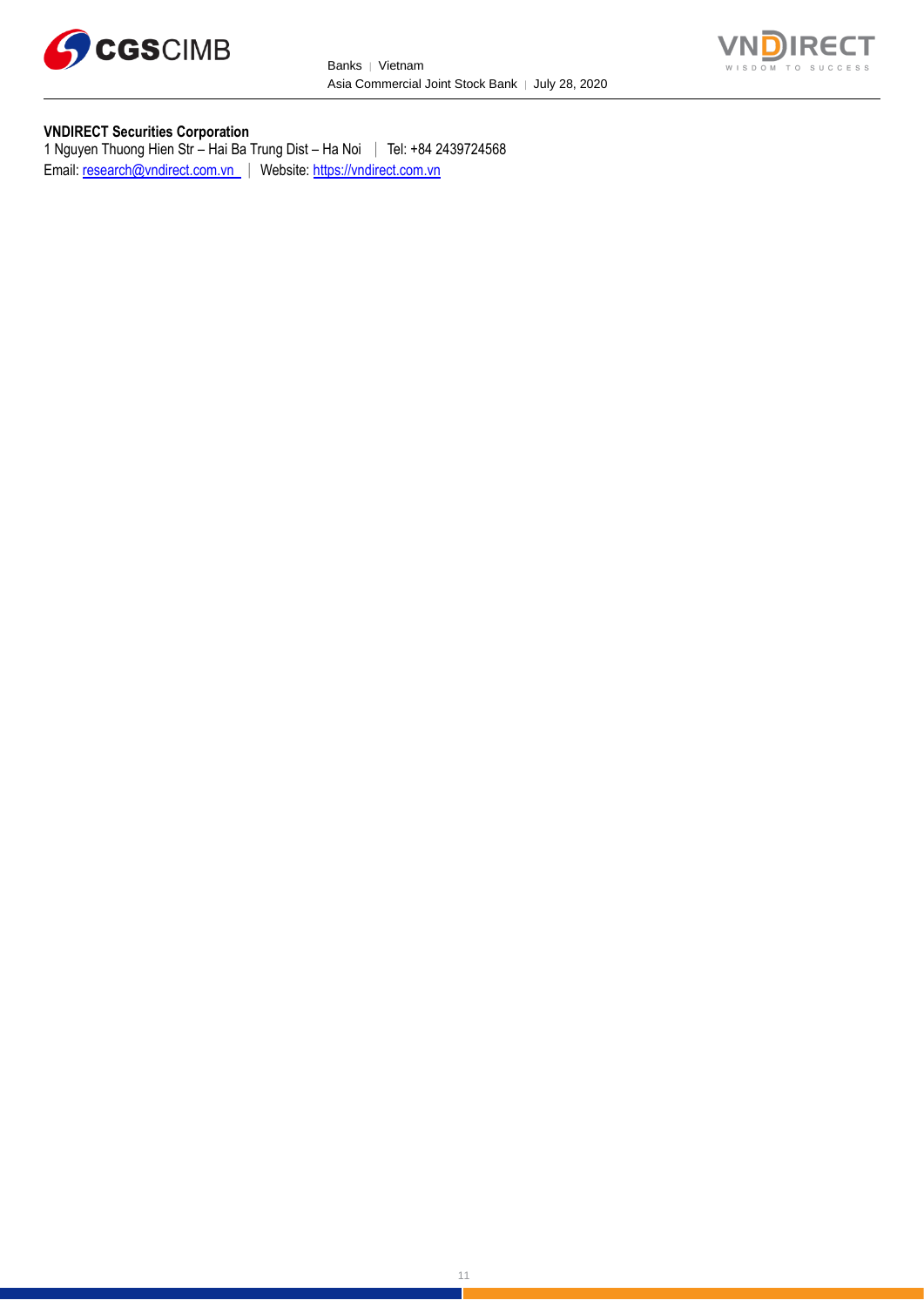**VNDIRECT Securities Corporation**

1 Nguyen Thuong Hien Str – Hai Ba Trung Dist – Ha Noi | Tel: +84 2439724568

Email: research@vndirect.com.vn | Website: https://vndirect.com.vn